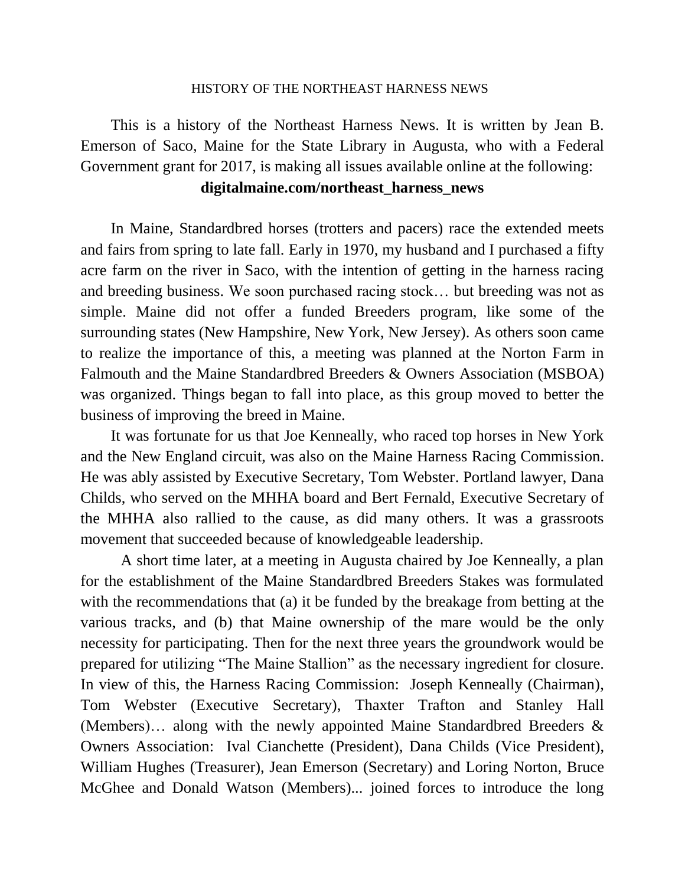# HISTORY OF THE NORTHEAST HARNESS NEWS

This is a history of the Northeast Harness News. It is written by Jean B. Emerson of Saco, Maine for the State Library in Augusta, who with a Federal Government grant for 2017, is making all issues available online at the following:

**digitalmaine.com/northeast_harness_news**

In Maine, Standardbred horses (trotters and pacers) race the extended meets and fairs from spring to late fall. Early in 1970, my husband and I purchased a fifty acre farm on the river in Saco, with the intention of getting in the harness racing and breeding business. We soon purchased racing stock… but breeding was not as simple. Maine did not offer a funded Breeders program, like some of the surrounding states (New Hampshire, New York, New Jersey). As others soon came to realize the importance of this, a meeting was planned at the Norton Farm in Falmouth and the Maine Standardbred Breeders & Owners Association (MSBOA) was organized. Things began to fall into place, as this group moved to better the business of improving the breed in Maine.

It was fortunate for us that Joe Kenneally, who raced top horses in New York and the New England circuit, was also on the Maine Harness Racing Commission. He was ably assisted by Executive Secretary, Tom Webster. Portland lawyer, Dana Childs, who served on the MHHA board and Bert Fernald, Executive Secretary of the MHHA also rallied to the cause, as did many others. It was a grassroots movement that succeeded because of knowledgeable leadership.

A short time later, at a meeting in Augusta chaired by Joe Kenneally, a plan for the establishment of the Maine Standardbred Breeders Stakes was formulated with the recommendations that (a) it be funded by the breakage from betting at the various tracks, and (b) that Maine ownership of the mare would be the only necessity for participating. Then for the next three years the groundwork would be prepared for utilizing "The Maine Stallion" as the necessary ingredient for closure. In view of this, the Harness Racing Commission: Joseph Kenneally (Chairman), Tom Webster (Executive Secretary), Thaxter Trafton and Stanley Hall (Members)… along with the newly appointed Maine Standardbred Breeders & Owners Association: Ival Cianchette (President), Dana Childs (Vice President), William Hughes (Treasurer), Jean Emerson (Secretary) and Loring Norton, Bruce McGhee and Donald Watson (Members)... joined forces to introduce the long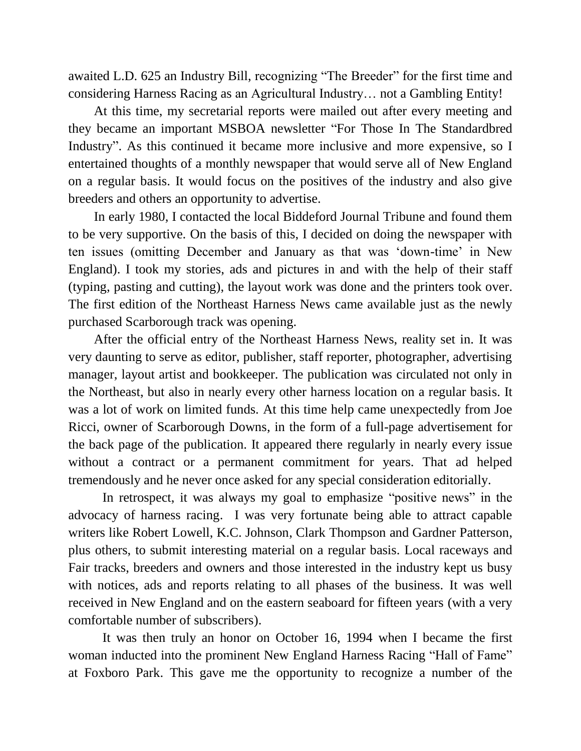awaited L.D. 625 an Industry Bill, recognizing "The Breeder" for the first time and considering Harness Racing as an Agricultural Industry… not a Gambling Entity!

At this time, my secretarial reports were mailed out after every meeting and they became an important MSBOA newsletter "For Those In The Standardbred Industry". As this continued it became more inclusive and more expensive, so I entertained thoughts of a monthly newspaper that would serve all of New England on a regular basis. It would focus on the positives of the industry and also give breeders and others an opportunity to advertise.

In early 1980, I contacted the local Biddeford Journal Tribune and found them to be very supportive. On the basis of this, I decided on doing the newspaper with ten issues (omitting December and January as that was 'down-time' in New England). I took my stories, ads and pictures in and with the help of their staff (typing, pasting and cutting), the layout work was done and the printers took over. The first edition of the Northeast Harness News came available just as the newly purchased Scarborough track was opening.

After the official entry of the Northeast Harness News, reality set in. It was very daunting to serve as editor, publisher, staff reporter, photographer, advertising manager, layout artist and bookkeeper. The publication was circulated not only in the Northeast, but also in nearly every other harness location on a regular basis. It was a lot of work on limited funds. At this time help came unexpectedly from Joe Ricci, owner of Scarborough Downs, in the form of a full-page advertisement for the back page of the publication. It appeared there regularly in nearly every issue without a contract or a permanent commitment for years. That ad helped tremendously and he never once asked for any special consideration editorially.

In retrospect, it was always my goal to emphasize "positive news" in the advocacy of harness racing. I was very fortunate being able to attract capable writers like Robert Lowell, K.C. Johnson, Clark Thompson and Gardner Patterson, plus others, to submit interesting material on a regular basis. Local raceways and Fair tracks, breeders and owners and those interested in the industry kept us busy with notices, ads and reports relating to all phases of the business. It was well received in New England and on the eastern seaboard for fifteen years (with a very comfortable number of subscribers).

It was then truly an honor on October 16, 1994 when I became the first woman inducted into the prominent New England Harness Racing "Hall of Fame" at Foxboro Park. This gave me the opportunity to recognize a number of the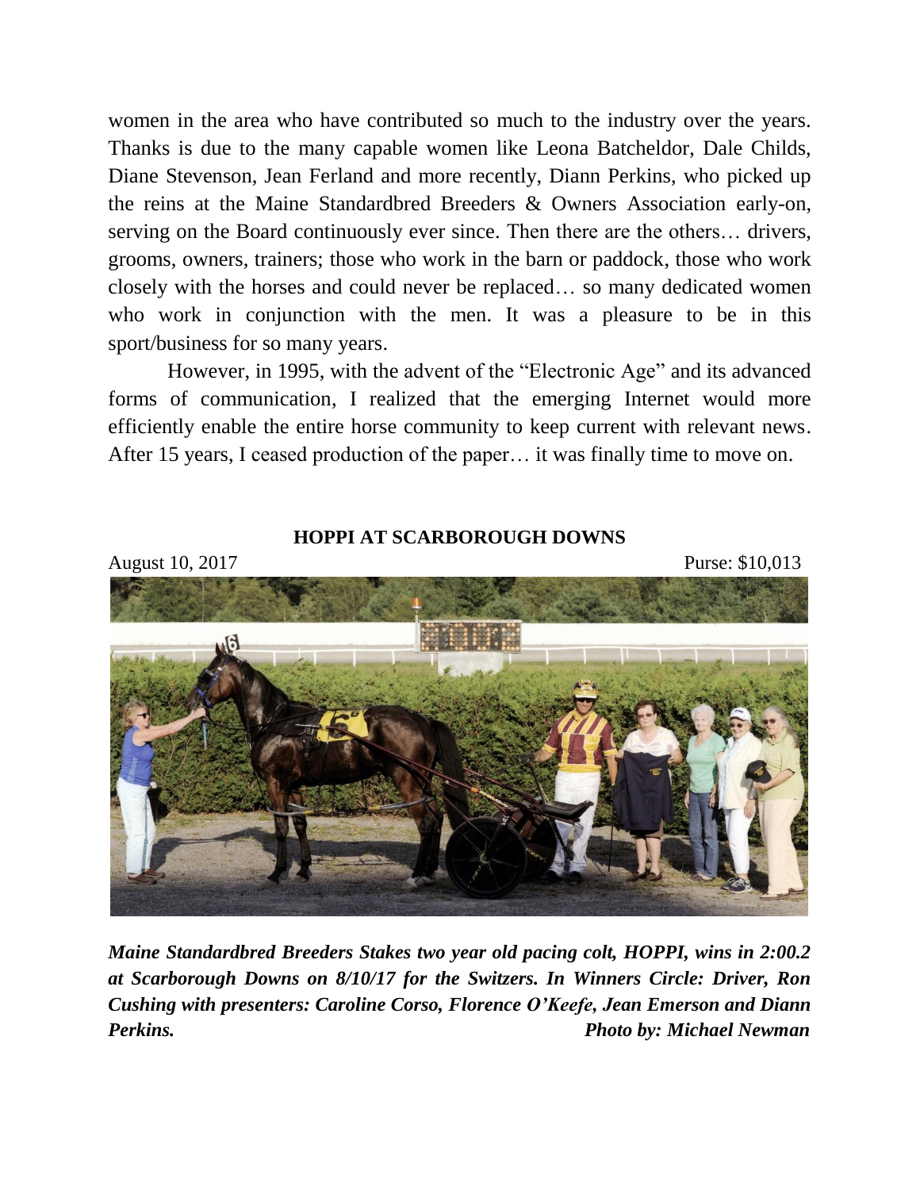women in the area who have contributed so much to the industry over the years. Thanks is due to the many capable women like Leona Batcheldor, Dale Childs, Diane Stevenson, Jean Ferland and more recently, Diann Perkins, who picked up the reins at the Maine Standardbred Breeders & Owners Association early-on, serving on the Board continuously ever since. Then there are the others… drivers, grooms, owners, trainers; those who work in the barn or paddock, those who work closely with the horses and could never be replaced… so many dedicated women who work in conjunction with the men. It was a pleasure to be in this sport/business for so many years.

However, in 1995, with the advent of the "Electronic Age" and its advanced forms of communication, I realized that the emerging Internet would more efficiently enable the entire horse community to keep current with relevant news. After 15 years, I ceased production of the paper… it was finally time to move on.

**HOPPI AT SCARBOROUGH DOWNS**

August 10, 2017 Purse: $10,013

***Maine Standardbred Breeders Stakes two year old pacing colt, HOPPI, wins in 2:00.2 at Scarborough Downs on 8/10/17 for the Switzers. In Winners Circle: Driver, Ron Cushing with presenters: Caroline Corso, Florence O'Keefe, Jean Emerson and Diann Perkins.*** ***Photo by: Michael Newman***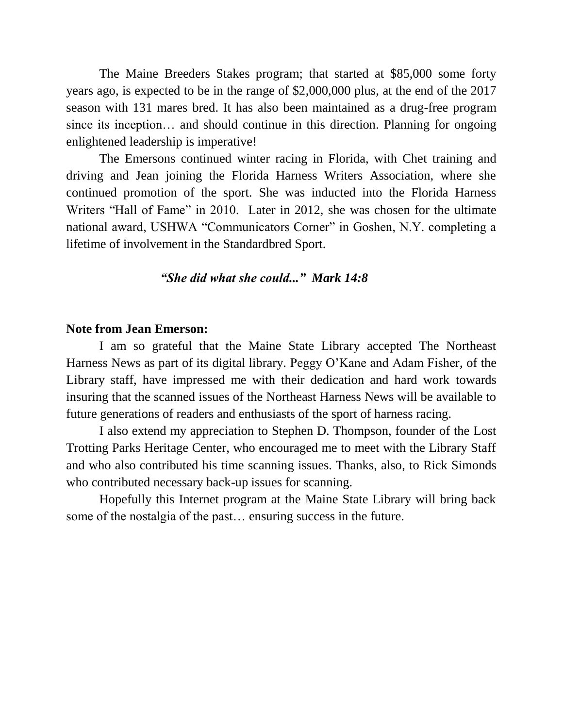The Maine Breeders Stakes program; that started at $85,000 some forty years ago, is expected to be in the range of $2,000,000 plus, at the end of the 2017 season with 131 mares bred. It has also been maintained as a drug-free program since its inception… and should continue in this direction. Planning for ongoing enlightened leadership is imperative!

The Emersons continued winter racing in Florida, with Chet training and driving and Jean joining the Florida Harness Writers Association, where she continued promotion of the sport. She was inducted into the Florida Harness Writers "Hall of Fame" in 2010. Later in 2012, she was chosen for the ultimate national award, USHWA "Communicators Corner" in Goshen, N.Y. completing a lifetime of involvement in the Standardbred Sport.

***"She did what she could..." Mark 14:8***

**Note from Jean Emerson:**

I am so grateful that the Maine State Library accepted The Northeast Harness News as part of its digital library. Peggy O'Kane and Adam Fisher, of the Library staff, have impressed me with their dedication and hard work towards insuring that the scanned issues of the Northeast Harness News will be available to future generations of readers and enthusiasts of the sport of harness racing.

I also extend my appreciation to Stephen D. Thompson, founder of the Lost Trotting Parks Heritage Center, who encouraged me to meet with the Library Staff and who also contributed his time scanning issues. Thanks, also, to Rick Simonds who contributed necessary back-up issues for scanning.

Hopefully this Internet program at the Maine State Library will bring back some of the nostalgia of the past… ensuring success in the future.